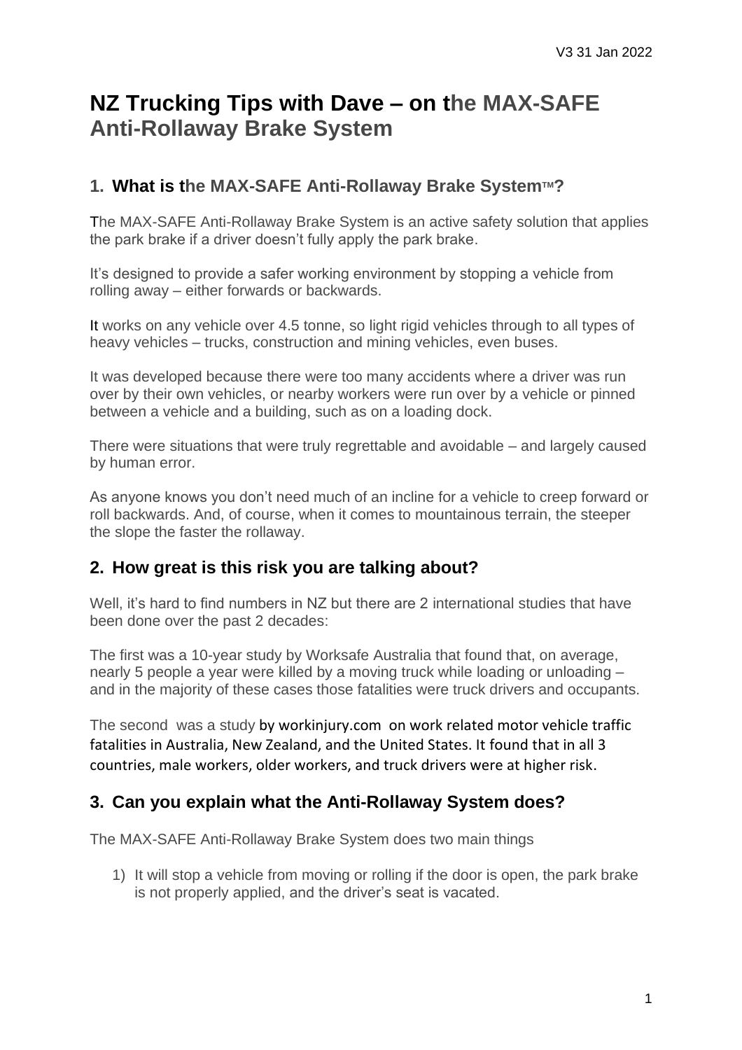V3 31 Jan 2022

# NZ Trucking Tips with Dave – on the MAX-SAFE Anti-Rollaway Brake System

## 1. What is the MAX-SAFE Anti-Rollaway Brake System™?

The MAX-SAFE Anti-Rollaway Brake System is an active safety solution that applies the park brake if a driver doesn't fully apply the park brake.

It's designed to provide a safer working environment by stopping a vehicle from rolling away – either forwards or backwards.

It works on any vehicle over 4.5 tonne, so light rigid vehicles through to all types of heavy vehicles – trucks, construction and mining vehicles, even buses.

It was developed because there were too many accidents where a driver was run over by their own vehicles, or nearby workers were run over by a vehicle or pinned between a vehicle and a building, such as on a loading dock.

There were situations that were truly regrettable and avoidable – and largely caused by human error.

As anyone knows you don't need much of an incline for a vehicle to creep forward or roll backwards. And, of course, when it comes to mountainous terrain, the steeper the slope the faster the rollaway.

## 2. How great is this risk you are talking about?

Well, it's hard to find numbers in NZ but there are 2 international studies that have been done over the past 2 decades:

The first was a 10-year study by Worksafe Australia that found that, on average, nearly 5 people a year were killed by a moving truck while loading or unloading – and in the majority of these cases those fatalities were truck drivers and occupants.

The second was a study by workinjury.com on work related motor vehicle traffic fatalities in Australia, New Zealand, and the United States. It found that in all 3 countries, male workers, older workers, and truck drivers were at higher risk.

## 3. Can you explain what the Anti-Rollaway System does?

The MAX-SAFE Anti-Rollaway Brake System does two main things

1) It will stop a vehicle from moving or rolling if the door is open, the park brake is not properly applied, and the driver's seat is vacated.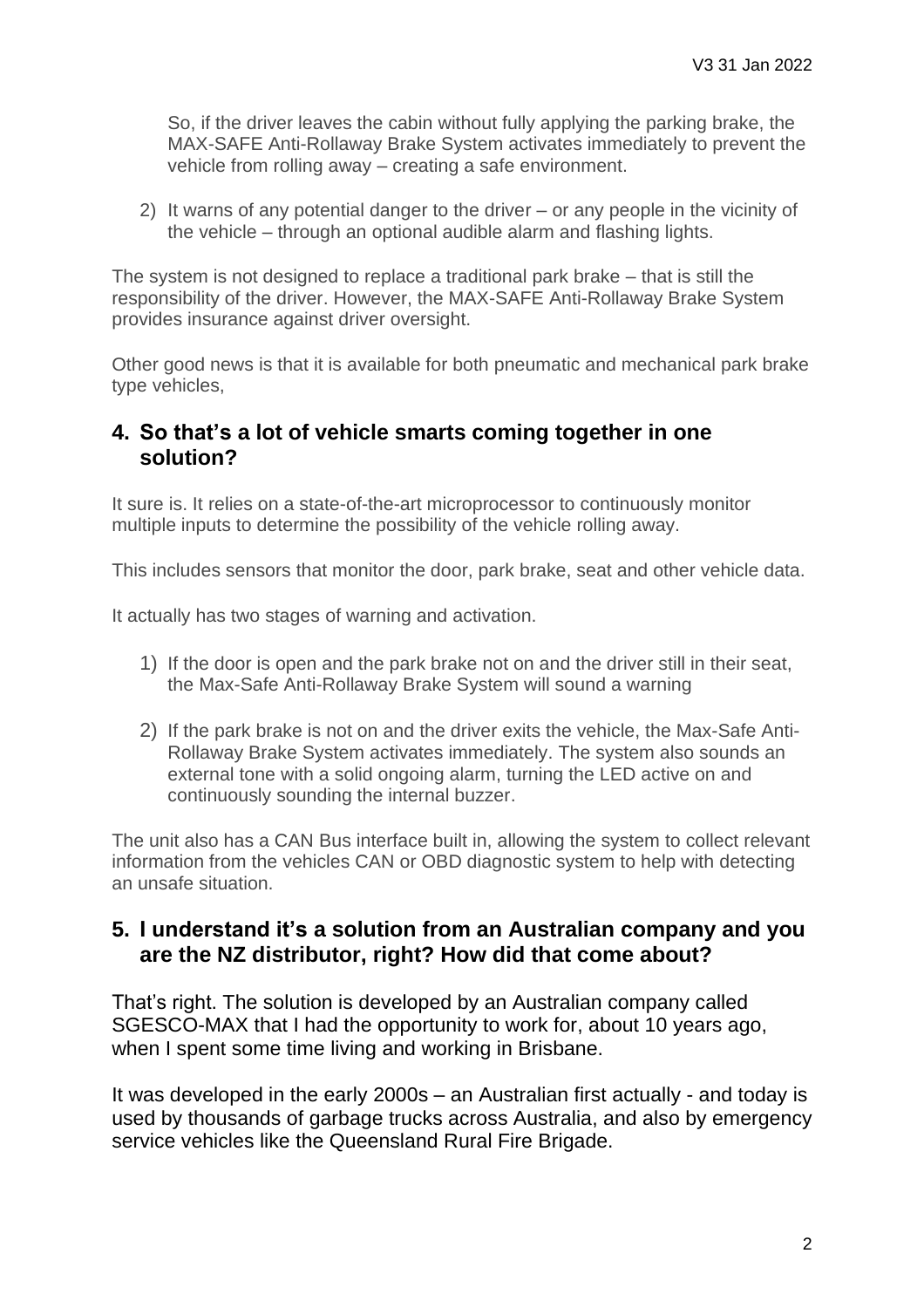So, if the driver leaves the cabin without fully applying the parking brake, the MAX-SAFE Anti-Rollaway Brake System activates immediately to prevent the vehicle from rolling away – creating a safe environment.

2) It warns of any potential danger to the driver – or any people in the vicinity of the vehicle – through an optional audible alarm and flashing lights.

The system is not designed to replace a traditional park brake – that is still the responsibility of the driver. However, the MAX-SAFE Anti-Rollaway Brake System provides insurance against driver oversight.

Other good news is that it is available for both pneumatic and mechanical park brake type vehicles,

## 4. So that's a lot of vehicle smarts coming together in one solution?

It sure is. It relies on a state-of-the-art microprocessor to continuously monitor multiple inputs to determine the possibility of the vehicle rolling away.

This includes sensors that monitor the door, park brake, seat and other vehicle data.

It actually has two stages of warning and activation.

1) If the door is open and the park brake not on and the driver still in their seat, the Max-Safe Anti-Rollaway Brake System will sound a warning

2) If the park brake is not on and the driver exits the vehicle, the Max-Safe Anti-Rollaway Brake System activates immediately. The system also sounds an external tone with a solid ongoing alarm, turning the LED active on and continuously sounding the internal buzzer.

The unit also has a CAN Bus interface built in, allowing the system to collect relevant information from the vehicles CAN or OBD diagnostic system to help with detecting an unsafe situation.

## 5. I understand it's a solution from an Australian company and you are the NZ distributor, right? How did that come about?

That's right. The solution is developed by an Australian company called SGESCO-MAX that I had the opportunity to work for, about 10 years ago, when I spent some time living and working in Brisbane.

It was developed in the early 2000s – an Australian first actually - and today is used by thousands of garbage trucks across Australia, and also by emergency service vehicles like the Queensland Rural Fire Brigade.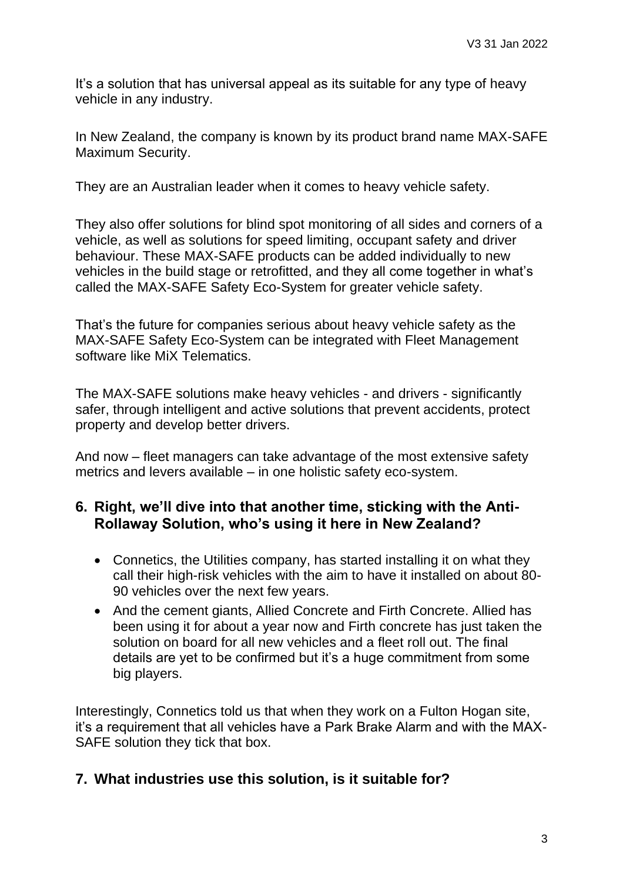It's a solution that has universal appeal as its suitable for any type of heavy vehicle in any industry.

In New Zealand, the company is known by its product brand name MAX-SAFE Maximum Security.

They are an Australian leader when it comes to heavy vehicle safety.

They also offer solutions for blind spot monitoring of all sides and corners of a vehicle, as well as solutions for speed limiting, occupant safety and driver behaviour. These MAX-SAFE products can be added individually to new vehicles in the build stage or retrofitted, and they all come together in what's called the MAX-SAFE Safety Eco-System for greater vehicle safety.

That's the future for companies serious about heavy vehicle safety as the MAX-SAFE Safety Eco-System can be integrated with Fleet Management software like MiX Telematics.

The MAX-SAFE solutions make heavy vehicles - and drivers - significantly safer, through intelligent and active solutions that prevent accidents, protect property and develop better drivers.

And now – fleet managers can take advantage of the most extensive safety metrics and levers available – in one holistic safety eco-system.

## 6. Right, we'll dive into that another time, sticking with the Anti-Rollaway Solution, who's using it here in New Zealand?

- Connetics, the Utilities company, has started installing it on what they call their high-risk vehicles with the aim to have it installed on about 80-90 vehicles over the next few years.
- And the cement giants, Allied Concrete and Firth Concrete. Allied has been using it for about a year now and Firth concrete has just taken the solution on board for all new vehicles and a fleet roll out. The final details are yet to be confirmed but it's a huge commitment from some big players.

Interestingly, Connetics told us that when they work on a Fulton Hogan site, it's a requirement that all vehicles have a Park Brake Alarm and with the MAX-SAFE solution they tick that box.

## 7. What industries use this solution, is it suitable for?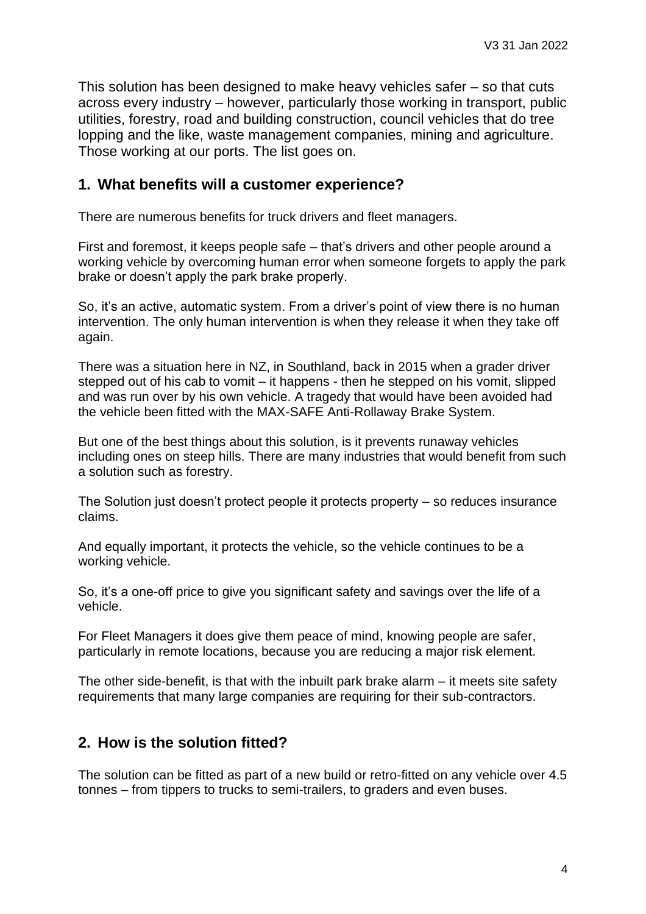This solution has been designed to make heavy vehicles safer – so that cuts across every industry – however, particularly those working in transport, public utilities, forestry, road and building construction, council vehicles that do tree lopping and the like, waste management companies, mining and agriculture. Those working at our ports. The list goes on.

## 1. What benefits will a customer experience?

There are numerous benefits for truck drivers and fleet managers.

First and foremost, it keeps people safe – that's drivers and other people around a working vehicle by overcoming human error when someone forgets to apply the park brake or doesn't apply the park brake properly.

So, it's an active, automatic system. From a driver's point of view there is no human intervention. The only human intervention is when they release it when they take off again.

There was a situation here in NZ, in Southland, back in 2015 when a grader driver stepped out of his cab to vomit – it happens - then he stepped on his vomit, slipped and was run over by his own vehicle. A tragedy that would have been avoided had the vehicle been fitted with the MAX-SAFE Anti-Rollaway Brake System.

But one of the best things about this solution, is it prevents runaway vehicles including ones on steep hills. There are many industries that would benefit from such a solution such as forestry.

The Solution just doesn't protect people it protects property – so reduces insurance claims.

And equally important, it protects the vehicle, so the vehicle continues to be a working vehicle.

So, it's a one-off price to give you significant safety and savings over the life of a vehicle.

For Fleet Managers it does give them peace of mind, knowing people are safer, particularly in remote locations, because you are reducing a major risk element.

The other side-benefit, is that with the inbuilt park brake alarm – it meets site safety requirements that many large companies are requiring for their sub-contractors.

## 2. How is the solution fitted?

The solution can be fitted as part of a new build or retro-fitted on any vehicle over 4.5 tonnes – from tippers to trucks to semi-trailers, to graders and even buses.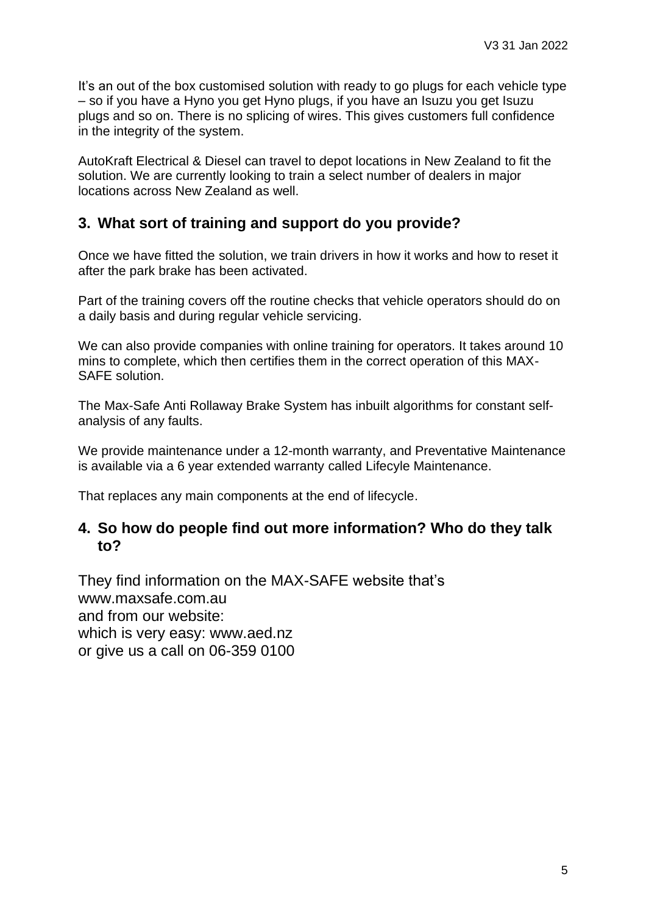It's an out of the box customised solution with ready to go plugs for each vehicle type – so if you have a Hyno you get Hyno plugs, if you have an Isuzu you get Isuzu plugs and so on. There is no splicing of wires. This gives customers full confidence in the integrity of the system.

AutoKraft Electrical & Diesel can travel to depot locations in New Zealand to fit the solution. We are currently looking to train a select number of dealers in major locations across New Zealand as well.

## 3. What sort of training and support do you provide?

Once we have fitted the solution, we train drivers in how it works and how to reset it after the park brake has been activated.

Part of the training covers off the routine checks that vehicle operators should do on a daily basis and during regular vehicle servicing.

We can also provide companies with online training for operators. It takes around 10 mins to complete, which then certifies them in the correct operation of this MAX-SAFE solution.

The Max-Safe Anti Rollaway Brake System has inbuilt algorithms for constant self-analysis of any faults.

We provide maintenance under a 12-month warranty, and Preventative Maintenance is available via a 6 year extended warranty called Lifecyle Maintenance.

That replaces any main components at the end of lifecycle.

## 4. So how do people find out more information? Who do they talk to?

They find information on the MAX-SAFE website that's
www.maxsafe.com.au
and from our website:
which is very easy: www.aed.nz
or give us a call on 06-359 0100